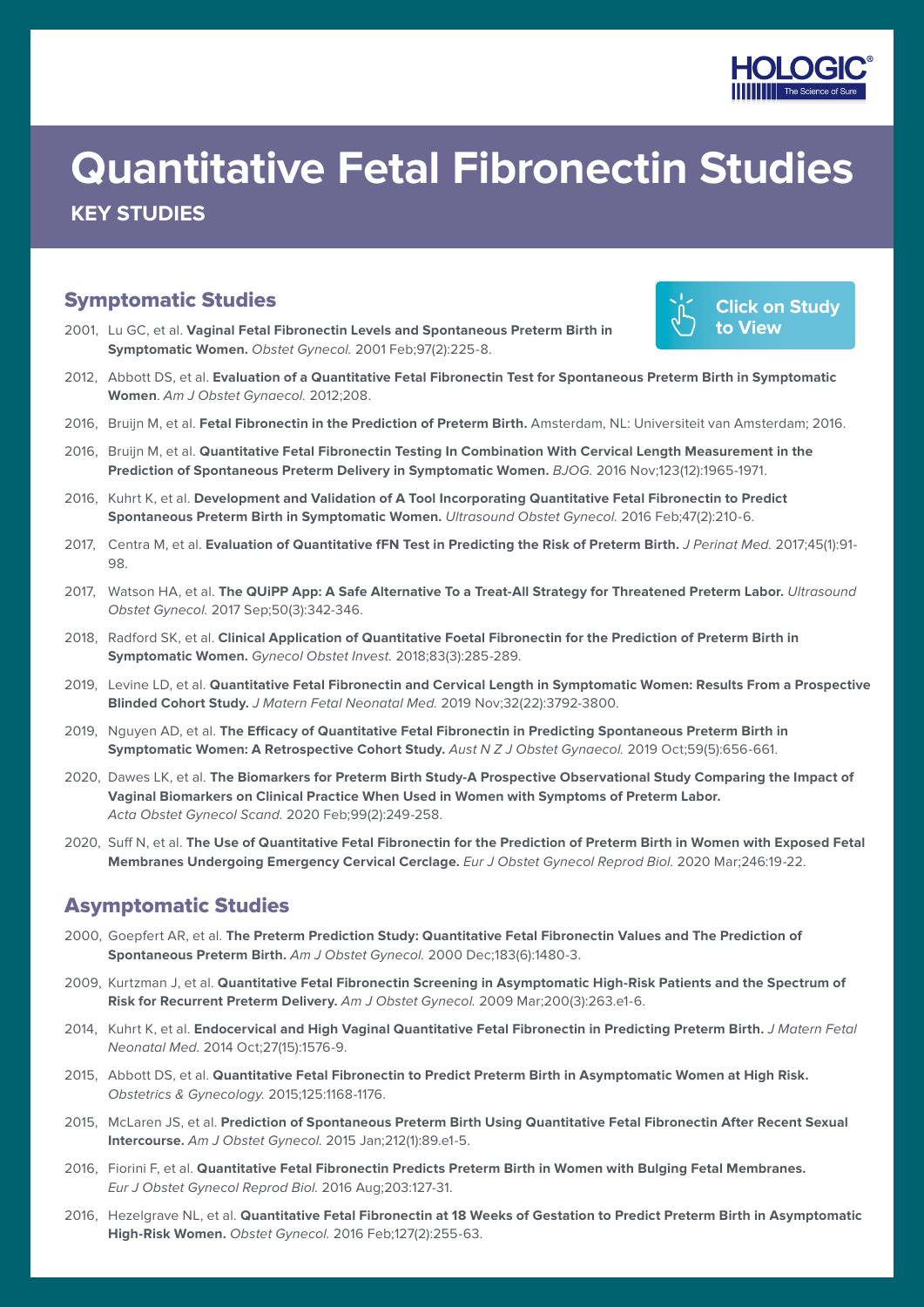HOLOGIC® The Science of Sure

# Quantitative Fetal Fibronectin Studies

## KEY STUDIES

## Symptomatic Studies

Click on Study to View

2001, Lu GC, et al. **Vaginal Fetal Fibronectin Levels and Spontaneous Preterm Birth in Symptomatic Women.** *Obstet Gynecol.* 2001 Feb;97(2):225-8.

2012, Abbott DS, et al. **Evaluation of a Quantitative Fetal Fibronectin Test for Spontaneous Preterm Birth in Symptomatic Women**. *Am J Obstet Gynaecol.* 2012;208.

2016, Bruijn M, et al. **Fetal Fibronectin in the Prediction of Preterm Birth.** Amsterdam, NL: Universiteit van Amsterdam; 2016.

2016, Bruijn M, et al. **Quantitative Fetal Fibronectin Testing In Combination With Cervical Length Measurement in the Prediction of Spontaneous Preterm Delivery in Symptomatic Women.** *BJOG.* 2016 Nov;123(12):1965-1971.

2016, Kuhrt K, et al. **Development and Validation of A Tool Incorporating Quantitative Fetal Fibronectin to Predict Spontaneous Preterm Birth in Symptomatic Women.** *Ultrasound Obstet Gynecol.* 2016 Feb;47(2):210-6.

2017, Centra M, et al. **Evaluation of Quantitative fFN Test in Predicting the Risk of Preterm Birth.** *J Perinat Med.* 2017;45(1):91-98.

2017, Watson HA, et al. **The QUiPP App: A Safe Alternative To a Treat-All Strategy for Threatened Preterm Labor.** *Ultrasound Obstet Gynecol.* 2017 Sep;50(3):342-346.

2018, Radford SK, et al. **Clinical Application of Quantitative Foetal Fibronectin for the Prediction of Preterm Birth in Symptomatic Women.** *Gynecol Obstet Invest.* 2018;83(3):285-289.

2019, Levine LD, et al. **Quantitative Fetal Fibronectin and Cervical Length in Symptomatic Women: Results From a Prospective Blinded Cohort Study.** *J Matern Fetal Neonatal Med.* 2019 Nov;32(22):3792-3800.

2019, Nguyen AD, et al. **The Efficacy of Quantitative Fetal Fibronectin in Predicting Spontaneous Preterm Birth in Symptomatic Women: A Retrospective Cohort Study.** *Aust N Z J Obstet Gynaecol.* 2019 Oct;59(5):656-661.

2020, Dawes LK, et al. **The Biomarkers for Preterm Birth Study-A Prospective Observational Study Comparing the Impact of Vaginal Biomarkers on Clinical Practice When Used in Women with Symptoms of Preterm Labor.** *Acta Obstet Gynecol Scand.* 2020 Feb;99(2):249-258.

2020, Suff N, et al. **The Use of Quantitative Fetal Fibronectin for the Prediction of Preterm Birth in Women with Exposed Fetal Membranes Undergoing Emergency Cervical Cerclage.** *Eur J Obstet Gynecol Reprod Biol.* 2020 Mar;246:19-22.

## Asymptomatic Studies

2000, Goepfert AR, et al. **The Preterm Prediction Study: Quantitative Fetal Fibronectin Values and The Prediction of Spontaneous Preterm Birth.** *Am J Obstet Gynecol.* 2000 Dec;183(6):1480-3.

2009, Kurtzman J, et al. **Quantitative Fetal Fibronectin Screening in Asymptomatic High-Risk Patients and the Spectrum of Risk for Recurrent Preterm Delivery.** *Am J Obstet Gynecol.* 2009 Mar;200(3):263.e1-6.

2014, Kuhrt K, et al. **Endocervical and High Vaginal Quantitative Fetal Fibronectin in Predicting Preterm Birth.** *J Matern Fetal Neonatal Med.* 2014 Oct;27(15):1576-9.

2015, Abbott DS, et al. **Quantitative Fetal Fibronectin to Predict Preterm Birth in Asymptomatic Women at High Risk.** *Obstetrics & Gynecology.* 2015;125:1168-1176.

2015, McLaren JS, et al. **Prediction of Spontaneous Preterm Birth Using Quantitative Fetal Fibronectin After Recent Sexual Intercourse.** *Am J Obstet Gynecol.* 2015 Jan;212(1):89.e1-5.

2016, Fiorini F, et al. **Quantitative Fetal Fibronectin Predicts Preterm Birth in Women with Bulging Fetal Membranes.** *Eur J Obstet Gynecol Reprod Biol.* 2016 Aug;203:127-31.

2016, Hezelgrave NL, et al. **Quantitative Fetal Fibronectin at 18 Weeks of Gestation to Predict Preterm Birth in Asymptomatic High-Risk Women.** *Obstet Gynecol.* 2016 Feb;127(2):255-63.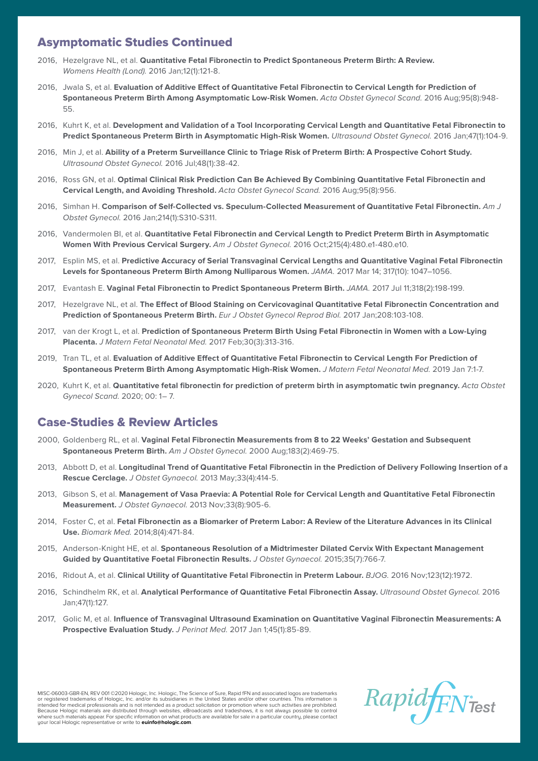## Asymptomatic Studies Continued

- 2016, Hezelgrave NL, et al. **Quantitative Fetal Fibronectin to Predict Spontaneous Preterm Birth: A Review.** *Womens Health (Lond).* 2016 Jan;12(1):121-8.
- 2016, Jwala S, et al. **Evaluation of Additive Effect of Quantitative Fetal Fibronectin to Cervical Length for Prediction of Spontaneous Preterm Birth Among Asymptomatic Low-Risk Women.** *Acta Obstet Gynecol Scand.* 2016 Aug;95(8):948-55.
- 2016, Kuhrt K, et al. **Development and Validation of a Tool Incorporating Cervical Length and Quantitative Fetal Fibronectin to Predict Spontaneous Preterm Birth in Asymptomatic High-Risk Women.** *Ultrasound Obstet Gynecol.* 2016 Jan;47(1):104-9.
- 2016, Min J, et al. **Ability of a Preterm Surveillance Clinic to Triage Risk of Preterm Birth: A Prospective Cohort Study.** *Ultrasound Obstet Gynecol.* 2016 Jul;48(1):38-42.
- 2016, Ross GN, et al. **Optimal Clinical Risk Prediction Can Be Achieved By Combining Quantitative Fetal Fibronectin and Cervical Length, and Avoiding Threshold.** *Acta Obstet Gynecol Scand.* 2016 Aug;95(8):956.
- 2016, Simhan H. **Comparison of Self-Collected vs. Speculum-Collected Measurement of Quantitative Fetal Fibronectin.** *Am J Obstet Gynecol.* 2016 Jan;214(1):S310-S311.
- 2016, Vandermolen BI, et al. **Quantitative Fetal Fibronectin and Cervical Length to Predict Preterm Birth in Asymptomatic Women With Previous Cervical Surgery.** *Am J Obstet Gynecol.* 2016 Oct;215(4):480.e1-480.e10.
- 2017, Esplin MS, et al. **Predictive Accuracy of Serial Transvaginal Cervical Lengths and Quantitative Vaginal Fetal Fibronectin Levels for Spontaneous Preterm Birth Among Nulliparous Women.** *JAMA.* 2017 Mar 14; 317(10): 1047–1056.
- 2017, Evantash E. **Vaginal Fetal Fibronectin to Predict Spontaneous Preterm Birth.** *JAMA.* 2017 Jul 11;318(2):198-199.
- 2017, Hezelgrave NL, et al. **The Effect of Blood Staining on Cervicovaginal Quantitative Fetal Fibronectin Concentration and Prediction of Spontaneous Preterm Birth.** *Eur J Obstet Gynecol Reprod Biol.* 2017 Jan;208:103-108.
- 2017, van der Krogt L, et al. **Prediction of Spontaneous Preterm Birth Using Fetal Fibronectin in Women with a Low-Lying Placenta.** *J Matern Fetal Neonatal Med.* 2017 Feb;30(3):313-316.
- 2019, Tran TL, et al. **Evaluation of Additive Effect of Quantitative Fetal Fibronectin to Cervical Length For Prediction of Spontaneous Preterm Birth Among Asymptomatic High-Risk Women.** *J Matern Fetal Neonatal Med.* 2019 Jan 7:1-7.
- 2020, Kuhrt K, et al. **Quantitative fetal fibronectin for prediction of preterm birth in asymptomatic twin pregnancy.** *Acta Obstet Gynecol Scand.* 2020; 00: 1– 7.

## Case-Studies & Review Articles

- 2000, Goldenberg RL, et al. **Vaginal Fetal Fibronectin Measurements from 8 to 22 Weeks' Gestation and Subsequent Spontaneous Preterm Birth.** *Am J Obstet Gynecol.* 2000 Aug;183(2):469-75.
- 2013, Abbott D, et al. **Longitudinal Trend of Quantitative Fetal Fibronectin in the Prediction of Delivery Following Insertion of a Rescue Cerclage.** *J Obstet Gynaecol.* 2013 May;33(4):414-5.
- 2013, Gibson S, et al. **Management of Vasa Praevia: A Potential Role for Cervical Length and Quantitative Fetal Fibronectin Measurement.** *J Obstet Gynaecol.* 2013 Nov;33(8):905-6.
- 2014, Foster C, et al. **Fetal Fibronectin as a Biomarker of Preterm Labor: A Review of the Literature Advances in its Clinical Use.** *Biomark Med.* 2014;8(4):471-84.
- 2015, Anderson-Knight HE, et al. **Spontaneous Resolution of a Midtrimester Dilated Cervix With Expectant Management Guided by Quantitative Foetal Fibronectin Results.** *J Obstet Gynaecol.* 2015;35(7):766-7.
- 2016, Ridout A, et al. **Clinical Utility of Quantitative Fetal Fibronectin in Preterm Labour.** *BJOG.* 2016 Nov;123(12):1972.
- 2016, Schindhelm RK, et al. **Analytical Performance of Quantitative Fetal Fibronectin Assay.** *Ultrasound Obstet Gynecol.* 2016 Jan;47(1):127.
- 2017, Golic M, et al. **Influence of Transvaginal Ultrasound Examination on Quantitative Vaginal Fibronectin Measurements: A Prospective Evaluation Study.** *J Perinat Med.* 2017 Jan 1;45(1):85-89.

MISC-06003-GBR-EN, REV 001 ©2020 Hologic, Inc. Hologic, The Science of Sure, Rapid fFN and associated logos are trademarks or registered trademarks of Hologic, Inc. and/or its subsidiaries in the United States and/or other countries. This information is intended for medical professionals and is not intended as a product solicitation or promotion where such activities are prohibited. Because Hologic materials are distributed through websites, eBroadcasts and tradeshows, it is not always possible to control where such materials appear. For specific information on what products are available for sale in a particular country, please contact your local Hologic representative or write to **euinfo@hologic.com**.

Rapid fFN Test